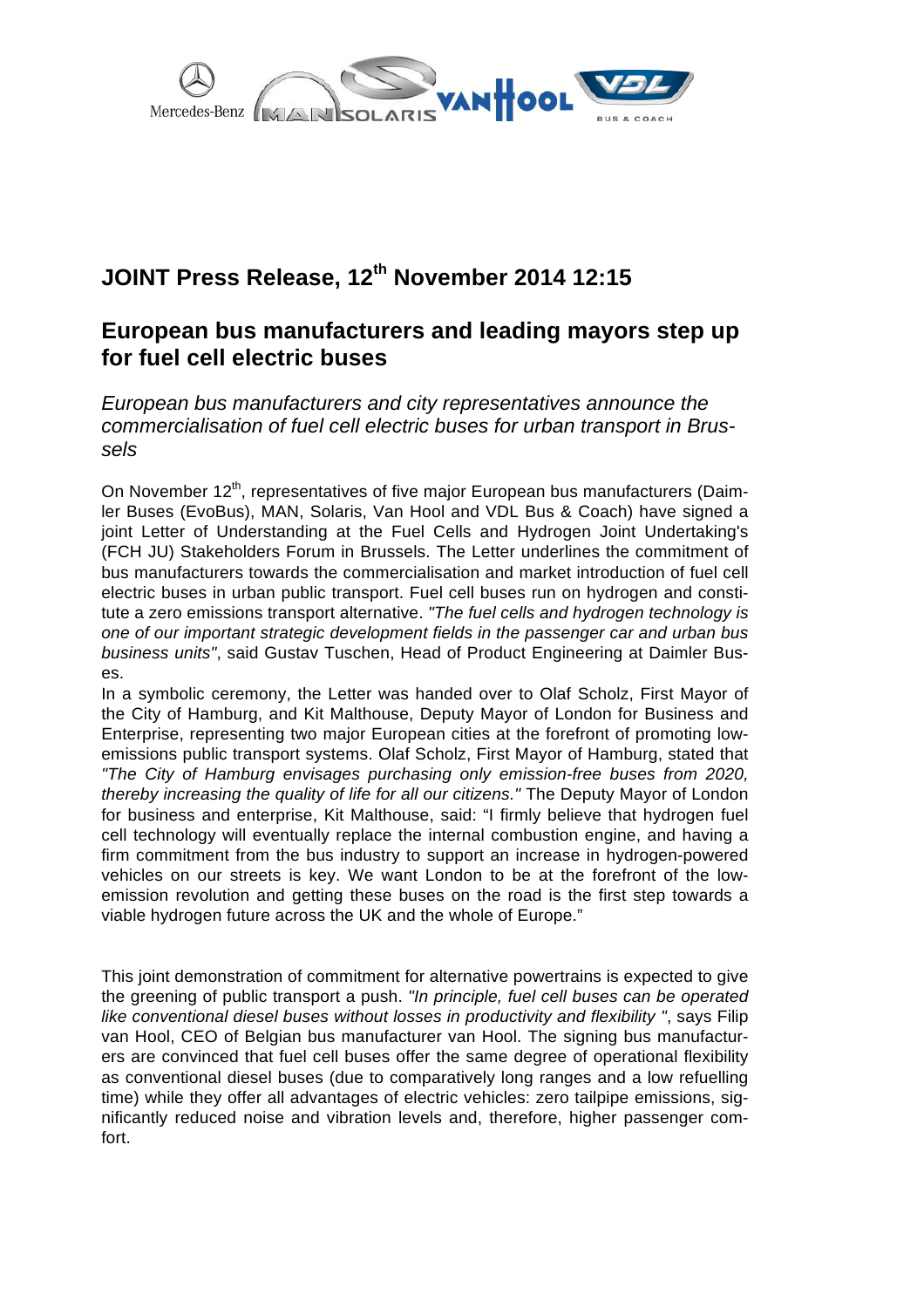# JOINT Press Release, 12th November 2014 12:15

## European bus manufacturers and leading mayors step up for fuel cell electric buses

*European bus manufacturers and city representatives announce the commercialisation of fuel cell electric buses for urban transport in Brussels*

On November 12th, representatives of five major European bus manufacturers (Daimler Buses (EvoBus), MAN, Solaris, Van Hool and VDL Bus & Coach) have signed a joint Letter of Understanding at the Fuel Cells and Hydrogen Joint Undertaking's (FCH JU) Stakeholders Forum in Brussels. The Letter underlines the commitment of bus manufacturers towards the commercialisation and market introduction of fuel cell electric buses in urban public transport. Fuel cell buses run on hydrogen and constitute a zero emissions transport alternative. *"The fuel cells and hydrogen technology is one of our important strategic development fields in the passenger car and urban bus business units"*, said Gustav Tuschen, Head of Product Engineering at Daimler Buses.

In a symbolic ceremony, the Letter was handed over to Olaf Scholz, First Mayor of the City of Hamburg, and Kit Malthouse, Deputy Mayor of London for Business and Enterprise, representing two major European cities at the forefront of promoting low-emissions public transport systems. Olaf Scholz, First Mayor of Hamburg, stated that *"The City of Hamburg envisages purchasing only emission-free buses from 2020, thereby increasing the quality of life for all our citizens."* The Deputy Mayor of London for business and enterprise, Kit Malthouse, said: "I firmly believe that hydrogen fuel cell technology will eventually replace the internal combustion engine, and having a firm commitment from the bus industry to support an increase in hydrogen-powered vehicles on our streets is key. We want London to be at the forefront of the low-emission revolution and getting these buses on the road is the first step towards a viable hydrogen future across the UK and the whole of Europe."

This joint demonstration of commitment for alternative powertrains is expected to give the greening of public transport a push. *"In principle, fuel cell buses can be operated like conventional diesel buses without losses in productivity and flexibility "*, says Filip van Hool, CEO of Belgian bus manufacturer van Hool. The signing bus manufacturers are convinced that fuel cell buses offer the same degree of operational flexibility as conventional diesel buses (due to comparatively long ranges and a low refuelling time) while they offer all advantages of electric vehicles: zero tailpipe emissions, significantly reduced noise and vibration levels and, therefore, higher passenger comfort.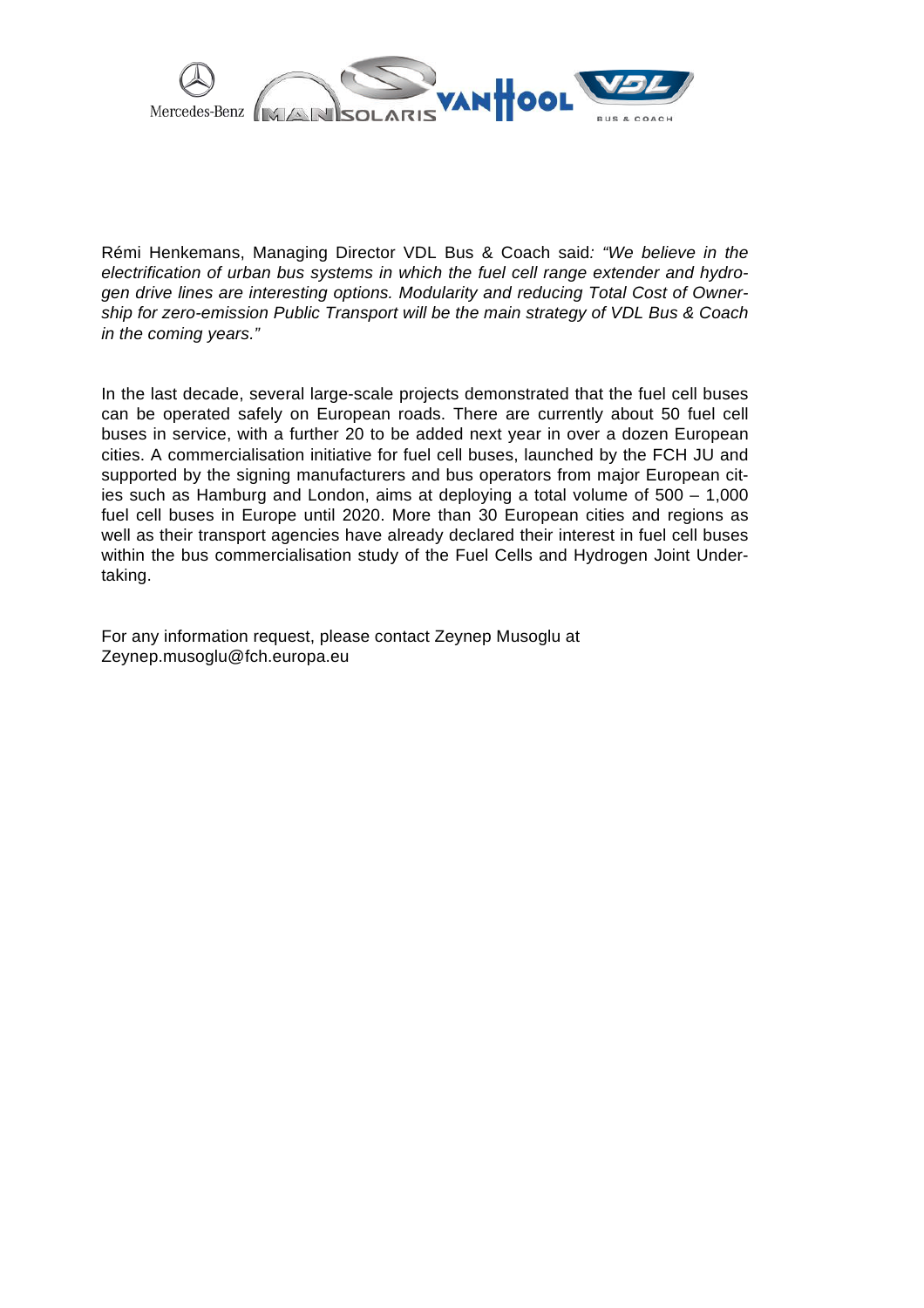Rémi Henkemans, Managing Director VDL Bus & Coach said*: "We believe in the electrification of urban bus systems in which the fuel cell range extender and hydrogen drive lines are interesting options. Modularity and reducing Total Cost of Ownership for zero-emission Public Transport will be the main strategy of VDL Bus & Coach in the coming years."*

In the last decade, several large-scale projects demonstrated that the fuel cell buses can be operated safely on European roads. There are currently about 50 fuel cell buses in service, with a further 20 to be added next year in over a dozen European cities. A commercialisation initiative for fuel cell buses, launched by the FCH JU and supported by the signing manufacturers and bus operators from major European cities such as Hamburg and London, aims at deploying a total volume of 500 – 1,000 fuel cell buses in Europe until 2020. More than 30 European cities and regions as well as their transport agencies have already declared their interest in fuel cell buses within the bus commercialisation study of the Fuel Cells and Hydrogen Joint Undertaking.

For any information request, please contact Zeynep Musoglu at Zeynep.musoglu@fch.europa.eu